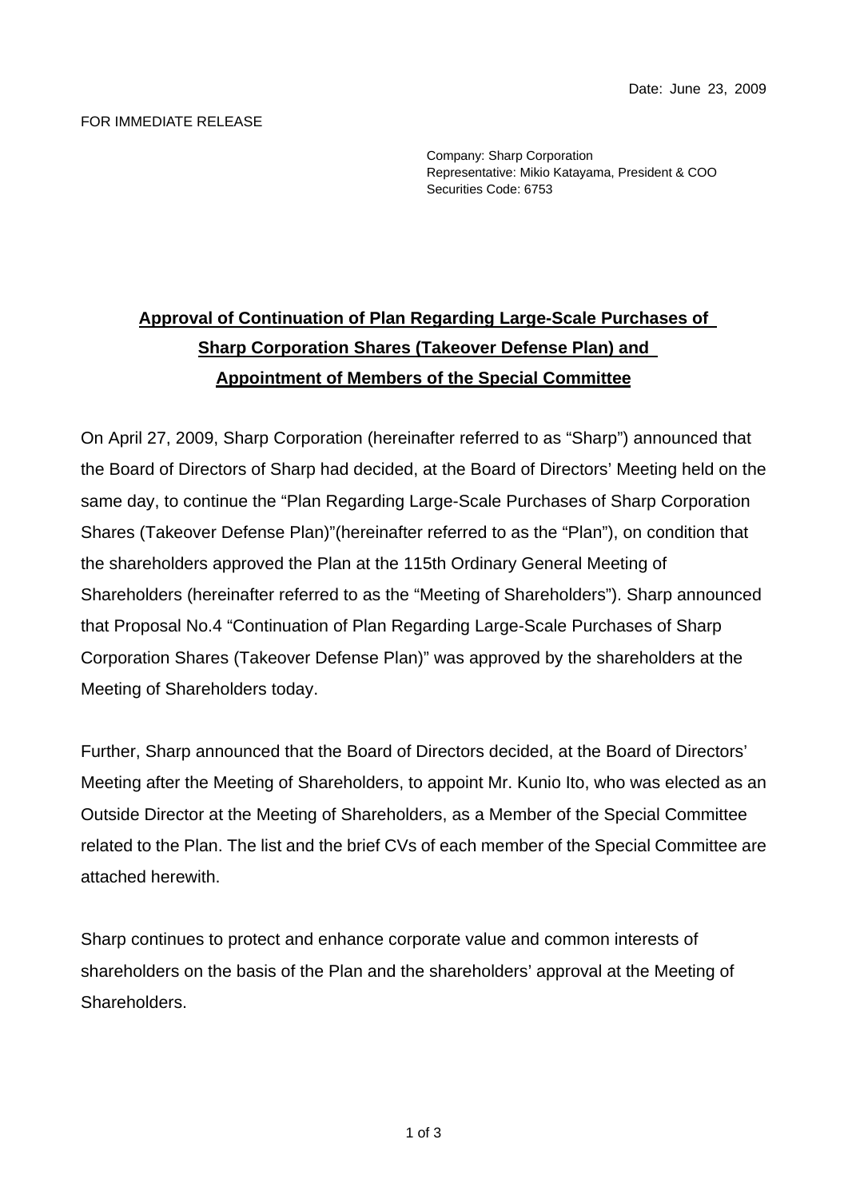Date: June 23, 2009

FOR IMMEDIATE RELEASE

Company: Sharp Corporation
Representative: Mikio Katayama, President & COO
Securities Code: 6753

# **Approval of Continuation of Plan Regarding Large-Scale Purchases of Sharp Corporation Shares (Takeover Defense Plan) and Appointment of Members of the Special Committee**

On April 27, 2009, Sharp Corporation (hereinafter referred to as "Sharp") announced that the Board of Directors of Sharp had decided, at the Board of Directors' Meeting held on the same day, to continue the "Plan Regarding Large-Scale Purchases of Sharp Corporation Shares (Takeover Defense Plan)"(hereinafter referred to as the "Plan"), on condition that the shareholders approved the Plan at the 115th Ordinary General Meeting of Shareholders (hereinafter referred to as the "Meeting of Shareholders"). Sharp announced that Proposal No.4 "Continuation of Plan Regarding Large-Scale Purchases of Sharp Corporation Shares (Takeover Defense Plan)" was approved by the shareholders at the Meeting of Shareholders today.

Further, Sharp announced that the Board of Directors decided, at the Board of Directors' Meeting after the Meeting of Shareholders, to appoint Mr. Kunio Ito, who was elected as an Outside Director at the Meeting of Shareholders, as a Member of the Special Committee related to the Plan. The list and the brief CVs of each member of the Special Committee are attached herewith.

Sharp continues to protect and enhance corporate value and common interests of shareholders on the basis of the Plan and the shareholders' approval at the Meeting of Shareholders.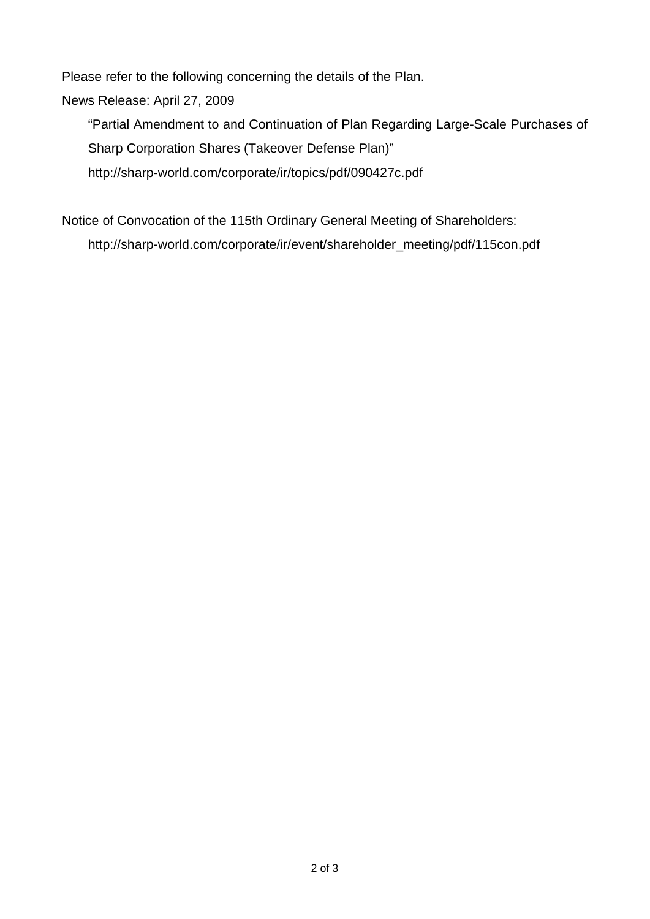<u>Please refer to the following concerning the details of the Plan.</u>

News Release: April 27, 2009

“Partial Amendment to and Continuation of Plan Regarding Large-Scale Purchases of Sharp Corporation Shares (Takeover Defense Plan)”

http://sharp-world.com/corporate/ir/topics/pdf/090427c.pdf

Notice of Convocation of the 115th Ordinary General Meeting of Shareholders:

http://sharp-world.com/corporate/ir/event/shareholder_meeting/pdf/115con.pdf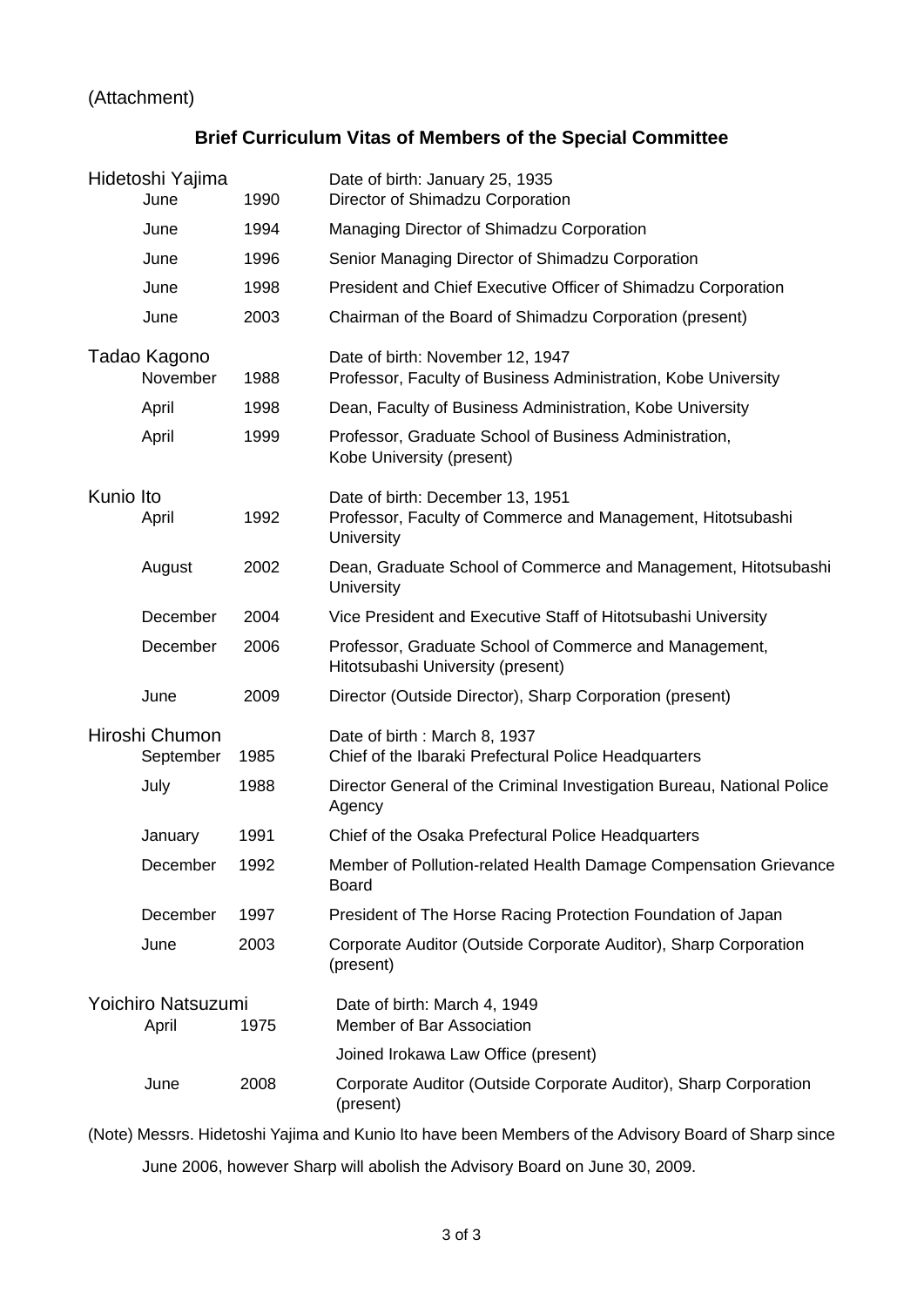(Attachment)

## Brief Curriculum Vitas of Members of the Special Committee

**Hidetoshi Yajima** — Date of birth: January 25, 1935

| | | |
|---|---|---|
| June | 1990 | Director of Shimadzu Corporation |
| June | 1994 | Managing Director of Shimadzu Corporation |
| June | 1996 | Senior Managing Director of Shimadzu Corporation |
| June | 1998 | President and Chief Executive Officer of Shimadzu Corporation |
| June | 2003 | Chairman of the Board of Shimadzu Corporation (present) |

**Tadao Kagono** — Date of birth: November 12, 1947

| | | |
|---|---|---|
| November | 1988 | Professor, Faculty of Business Administration, Kobe University |
| April | 1998 | Dean, Faculty of Business Administration, Kobe University |
| April | 1999 | Professor, Graduate School of Business Administration, Kobe University (present) |

**Kunio Ito** — Date of birth: December 13, 1951

| | | |
|---|---|---|
| April | 1992 | Professor, Faculty of Commerce and Management, Hitotsubashi University |
| August | 2002 | Dean, Graduate School of Commerce and Management, Hitotsubashi University |
| December | 2004 | Vice President and Executive Staff of Hitotsubashi University |
| December | 2006 | Professor, Graduate School of Commerce and Management, Hitotsubashi University (present) |
| June | 2009 | Director (Outside Director), Sharp Corporation (present) |

**Hiroshi Chumon** — Date of birth : March 8, 1937

| | | |
|---|---|---|
| September | 1985 | Chief of the Ibaraki Prefectural Police Headquarters |
| July | 1988 | Director General of the Criminal Investigation Bureau, National Police Agency |
| January | 1991 | Chief of the Osaka Prefectural Police Headquarters |
| December | 1992 | Member of Pollution-related Health Damage Compensation Grievance Board |
| December | 1997 | President of The Horse Racing Protection Foundation of Japan |
| June | 2003 | Corporate Auditor (Outside Corporate Auditor), Sharp Corporation (present) |

**Yoichiro Natsuzumi** — Date of birth: March 4, 1949

| | | |
|---|---|---|
| April | 1975 | Member of Bar Association |
| | | Joined Irokawa Law Office (present) |
| June | 2008 | Corporate Auditor (Outside Corporate Auditor), Sharp Corporation (present) |

(Note) Messrs. Hidetoshi Yajima and Kunio Ito have been Members of the Advisory Board of Sharp since June 2006, however Sharp will abolish the Advisory Board on June 30, 2009.